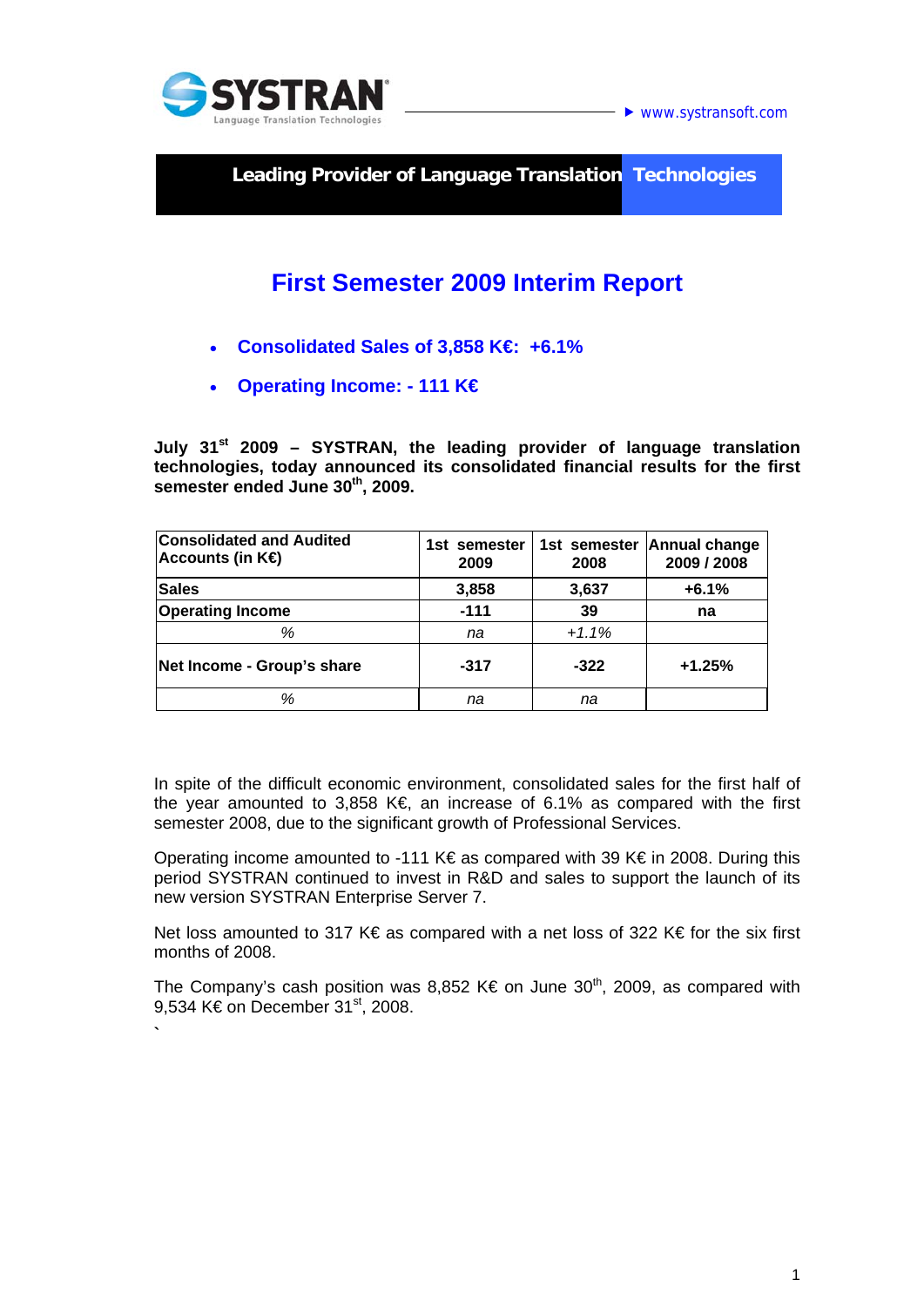SYSTRAN
Language Translation Technologies

www.systransoft.com

**Leading Provider of Language Translation Technologies**

# First Semester 2009 Interim Report

- **Consolidated Sales of 3,858 K€: +6.1%**
- **Operating Income: - 111 K€**

**July 31st 2009 – SYSTRAN, the leading provider of language translation technologies, today announced its consolidated financial results for the first semester ended June 30th, 2009.**

| Consolidated and Audited Accounts (in K€) | 1st semester 2009 | 1st semester 2008 | Annual change 2009 / 2008 |
|---|---|---|---|
| **Sales** | **3,858** | **3,637** | **+6.1%** |
| **Operating Income** | **-111** | **39** | **na** |
| *%* | *na* | *+1.1%* | |
| **Net Income - Group's share** | **-317** | **-322** | **+1.25%** |
| *%* | *na* | *na* | |

In spite of the difficult economic environment, consolidated sales for the first half of the year amounted to 3,858 K€, an increase of 6.1% as compared with the first semester 2008, due to the significant growth of Professional Services.

Operating income amounted to -111 K€ as compared with 39 K€ in 2008. During this period SYSTRAN continued to invest in R&D and sales to support the launch of its new version SYSTRAN Enterprise Server 7.

Net loss amounted to 317 K€ as compared with a net loss of 322 K€ for the six first months of 2008.

The Company's cash position was 8,852 K€ on June 30th, 2009, as compared with 9,534 K€ on December 31st, 2008.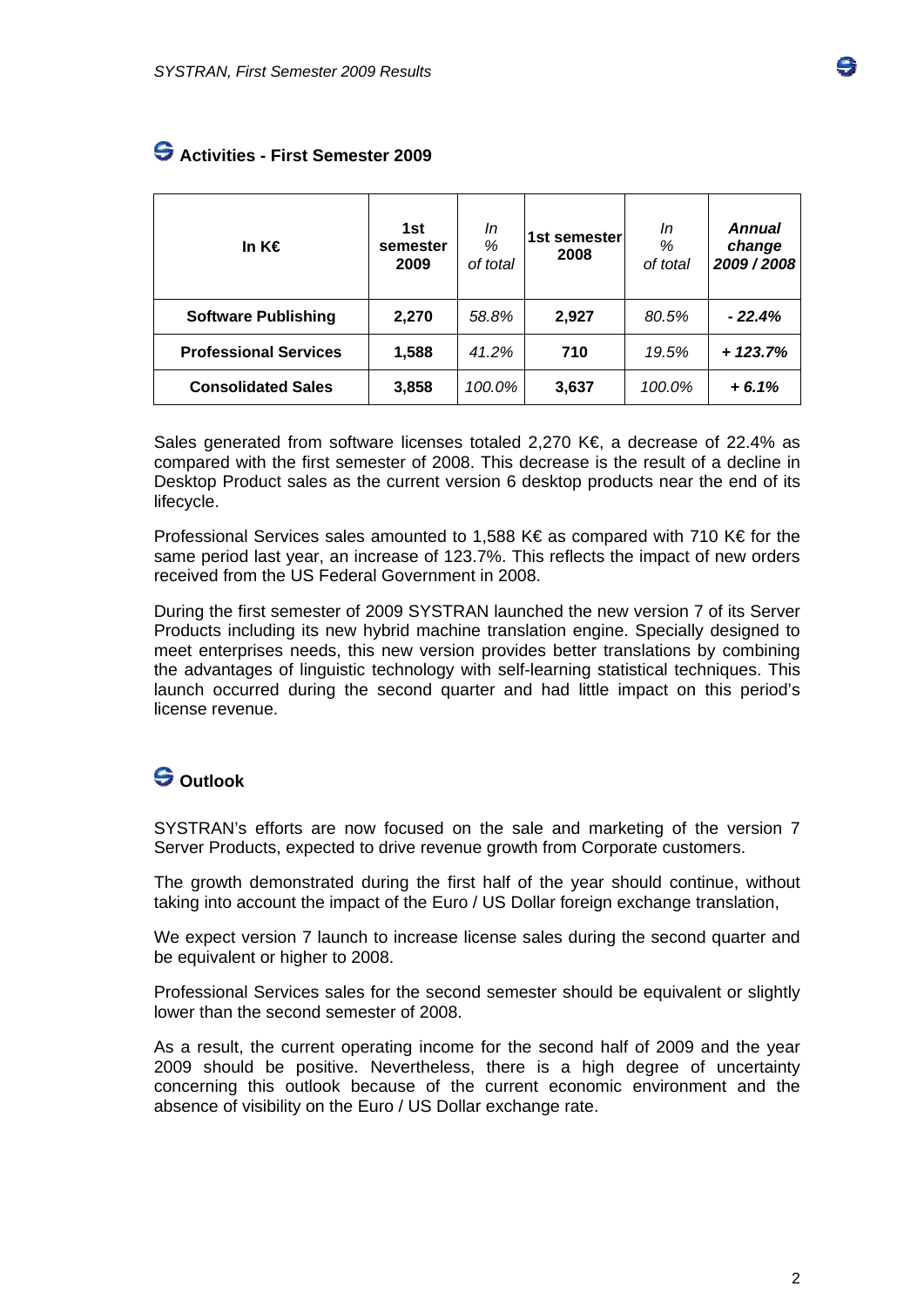## Activities - First Semester 2009

| In K€ | 1st semester 2009 | *In % of total* | 1st semester 2008 | *In % of total* | ***Annual change 2009 / 2008*** |
|---|---|---|---|---|---|
| **Software Publishing** | **2,270** | *58.8%* | **2,927** | *80.5%* | ***- 22.4%*** |
| **Professional Services** | **1,588** | *41.2%* | **710** | *19.5%* | ***+ 123.7%*** |
| **Consolidated Sales** | **3,858** | *100.0%* | **3,637** | *100.0%* | ***+ 6.1%*** |

Sales generated from software licenses totaled 2,270 K€, a decrease of 22.4% as compared with the first semester of 2008. This decrease is the result of a decline in Desktop Product sales as the current version 6 desktop products near the end of its lifecycle.

Professional Services sales amounted to 1,588 K€ as compared with 710 K€ for the same period last year, an increase of 123.7%. This reflects the impact of new orders received from the US Federal Government in 2008.

During the first semester of 2009 SYSTRAN launched the new version 7 of its Server Products including its new hybrid machine translation engine. Specially designed to meet enterprises needs, this new version provides better translations by combining the advantages of linguistic technology with self-learning statistical techniques. This launch occurred during the second quarter and had little impact on this period's license revenue.

## Outlook

SYSTRAN's efforts are now focused on the sale and marketing of the version 7 Server Products, expected to drive revenue growth from Corporate customers.

The growth demonstrated during the first half of the year should continue, without taking into account the impact of the Euro / US Dollar foreign exchange translation,

We expect version 7 launch to increase license sales during the second quarter and be equivalent or higher to 2008.

Professional Services sales for the second semester should be equivalent or slightly lower than the second semester of 2008.

As a result, the current operating income for the second half of 2009 and the year 2009 should be positive. Nevertheless, there is a high degree of uncertainty concerning this outlook because of the current economic environment and the absence of visibility on the Euro / US Dollar exchange rate.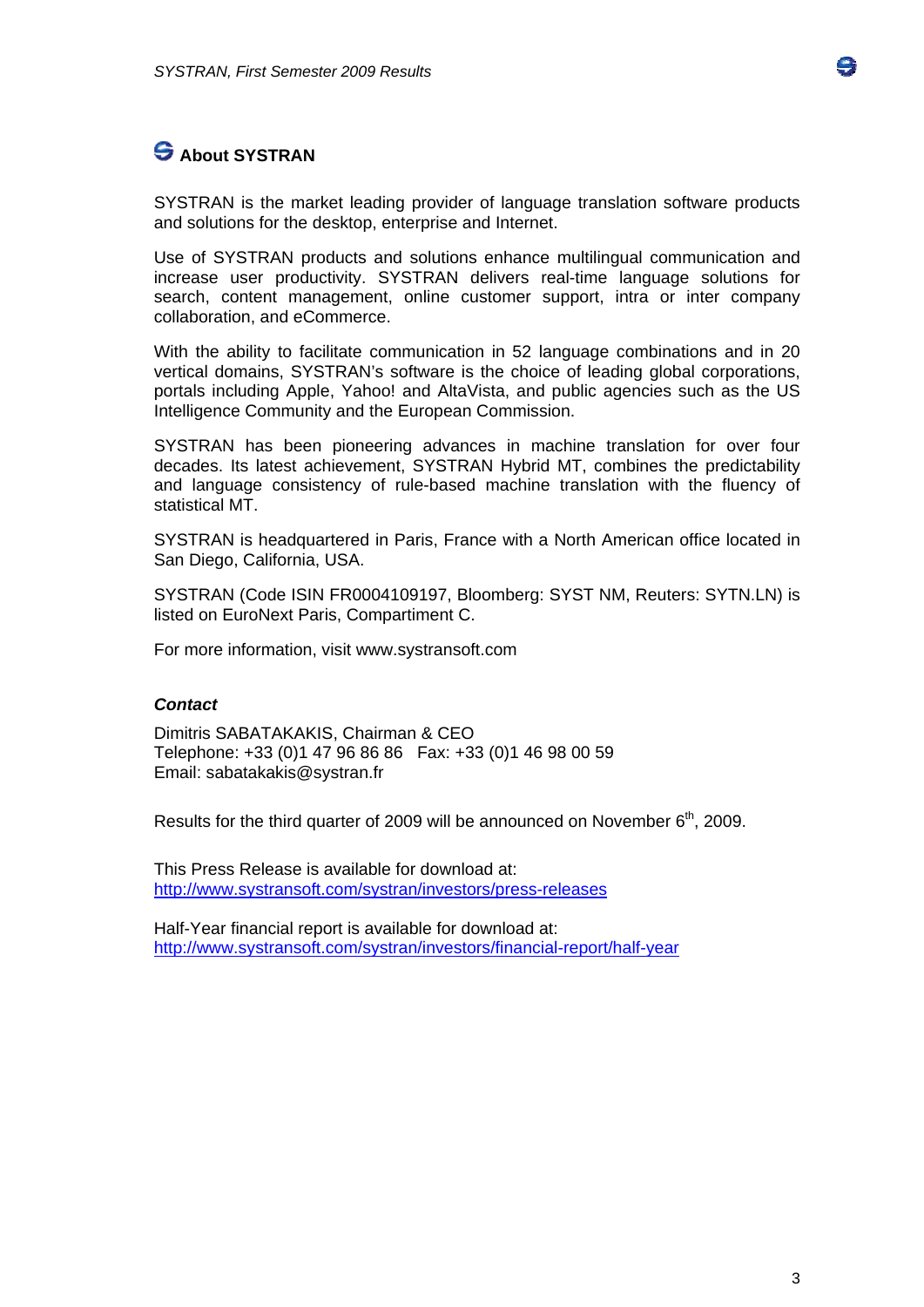## About SYSTRAN

SYSTRAN is the market leading provider of language translation software products and solutions for the desktop, enterprise and Internet.

Use of SYSTRAN products and solutions enhance multilingual communication and increase user productivity. SYSTRAN delivers real-time language solutions for search, content management, online customer support, intra or inter company collaboration, and eCommerce.

With the ability to facilitate communication in 52 language combinations and in 20 vertical domains, SYSTRAN's software is the choice of leading global corporations, portals including Apple, Yahoo! and AltaVista, and public agencies such as the US Intelligence Community and the European Commission.

SYSTRAN has been pioneering advances in machine translation for over four decades. Its latest achievement, SYSTRAN Hybrid MT, combines the predictability and language consistency of rule-based machine translation with the fluency of statistical MT.

SYSTRAN is headquartered in Paris, France with a North American office located in San Diego, California, USA.

SYSTRAN (Code ISIN FR0004109197, Bloomberg: SYST NM, Reuters: SYTN.LN) is listed on EuroNext Paris, Compartiment C.

For more information, visit www.systransoft.com

***Contact***

Dimitris SABATAKAKIS, Chairman & CEO
Telephone: +33 (0)1 47 96 86 86   Fax: +33 (0)1 46 98 00 59
Email: sabatakakis@systran.fr

Results for the third quarter of 2009 will be announced on November 6th, 2009.

This Press Release is available for download at:
http://www.systransoft.com/systran/investors/press-releases

Half-Year financial report is available for download at:
http://www.systransoft.com/systran/investors/financial-report/half-year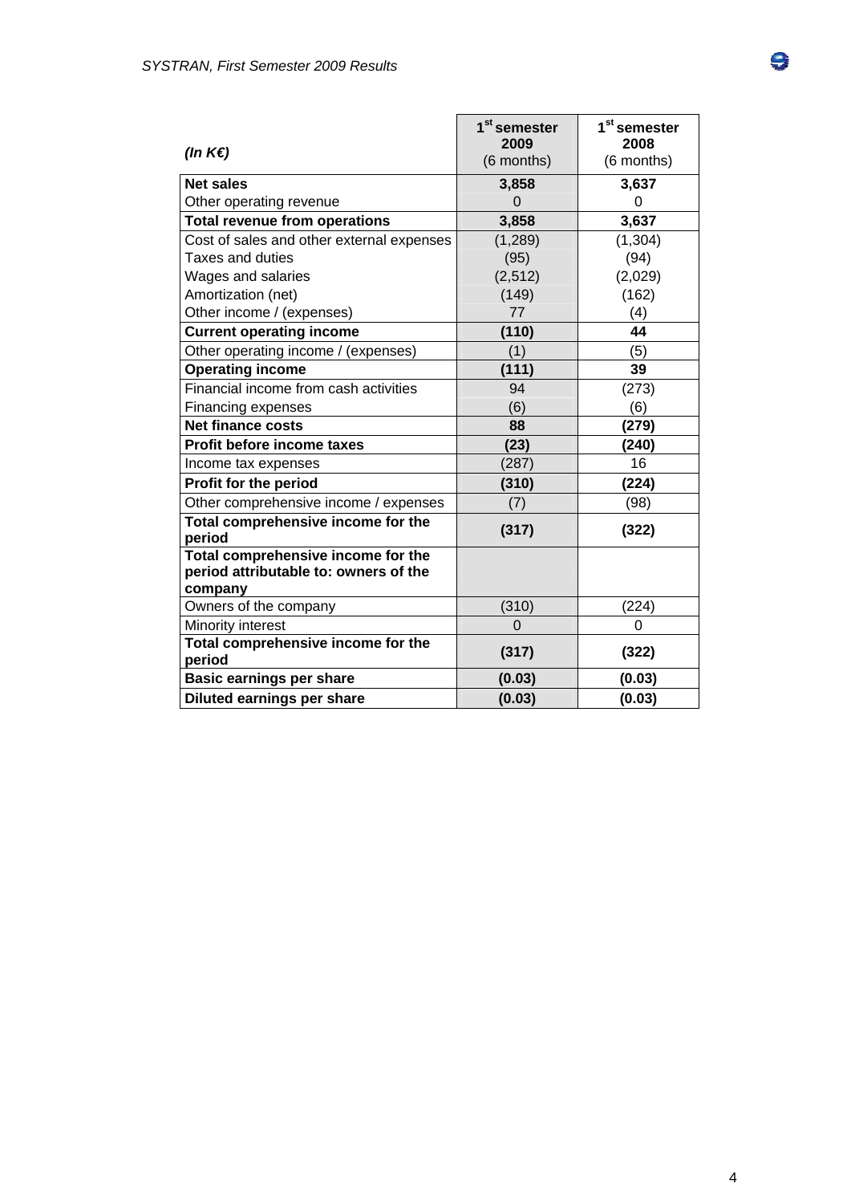| *(In K€)* | 1st semester 2009 (6 months) | 1st semester 2008 (6 months) |
|---|---|---|
| **Net sales** | **3,858** | **3,637** |
| Other operating revenue | 0 | 0 |
| **Total revenue from operations** | **3,858** | **3,637** |
| Cost of sales and other external expenses | (1,289) | (1,304) |
| Taxes and duties | (95) | (94) |
| Wages and salaries | (2,512) | (2,029) |
| Amortization (net) | (149) | (162) |
| Other income / (expenses) | 77 | (4) |
| **Current operating income** | **(110)** | **44** |
| Other operating income / (expenses) | (1) | (5) |
| **Operating income** | **(111)** | **39** |
| Financial income from cash activities | 94 | (273) |
| Financing expenses | (6) | (6) |
| **Net finance costs** | **88** | **(279)** |
| **Profit before income taxes** | **(23)** | **(240)** |
| Income tax expenses | (287) | 16 |
| **Profit for the period** | **(310)** | **(224)** |
| Other comprehensive income / expenses | (7) | (98) |
| **Total comprehensive income for the period** | **(317)** | **(322)** |
| **Total comprehensive income for the period attributable to: owners of the company** | | |
| Owners of the company | (310) | (224) |
| Minority interest | 0 | 0 |
| **Total comprehensive income for the period** | **(317)** | **(322)** |
| **Basic earnings per share** | **(0.03)** | **(0.03)** |
| **Diluted earnings per share** | **(0.03)** | **(0.03)** |